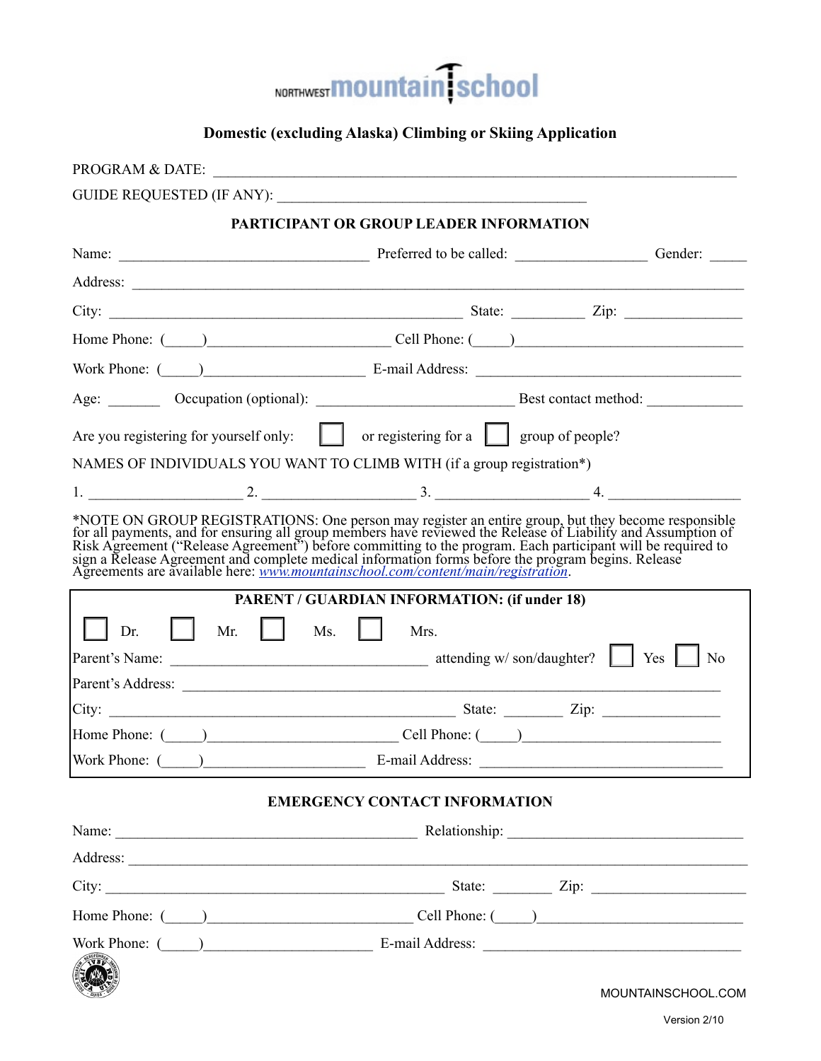NORTHWEST mountain school

# Domestic (excluding Alaska) Climbing or Skiing Application

PROGRAM & DATE: ____________________________________________

GUIDE REQUESTED (IF ANY): ______________________________

## PARTICIPANT OR GROUP LEADER INFORMATION

Name: ______________________ Preferred to be called: ______________ Gender: _____

Address: ____________________________________________

City: ______________________ State: _________ Zip: ______________

Home Phone: (_____)____________________ Cell Phone: (_____)____________________

Work Phone: (_____)__________________ E-mail Address: ____________________________

Age: _______ Occupation (optional): ____________________ Best contact method: ___________

Are you registering for yourself only: ☐ or registering for a ☐ group of people?

NAMES OF INDIVIDUALS YOU WANT TO CLIMB WITH (if a group registration*)

1. _______________ 2. _______________ 3. _______________ 4. _______________

*NOTE ON GROUP REGISTRATIONS: One person may register an entire group, but they become responsible for all payments, and for ensuring all group members have reviewed the Release of Liability and Assumption of Risk Agreement ("Release Agreement") before committing to the program. Each participant will be required to sign a Release Agreement and complete medical information forms before the program begins. Release Agreements are available here: *www.mountainschool.com/content/main/registration*.

## PARENT / GUARDIAN INFORMATION: (if under 18)

☐ Dr. ☐ Mr. ☐ Ms. ☐ Mrs.

Parent's Name: ____________________________ attending w/ son/daughter? ☐ Yes ☐ No

Parent's Address: ____________________________________________

City: ______________________ State: _______ Zip: ______________

Home Phone: (_____)____________________ Cell Phone: (_____)____________________

Work Phone: (_____)__________________ E-mail Address: ____________________________

## EMERGENCY CONTACT INFORMATION

Name: ______________________________ Relationship: ____________________________

Address: ____________________________________________

City: ______________________ State: _______ Zip: ______________

Home Phone: (_____)____________________ Cell Phone: (_____)____________________

Work Phone: (_____)__________________ E-mail Address: ____________________________

MOUNTAINSCHOOL.COM

Version 2/10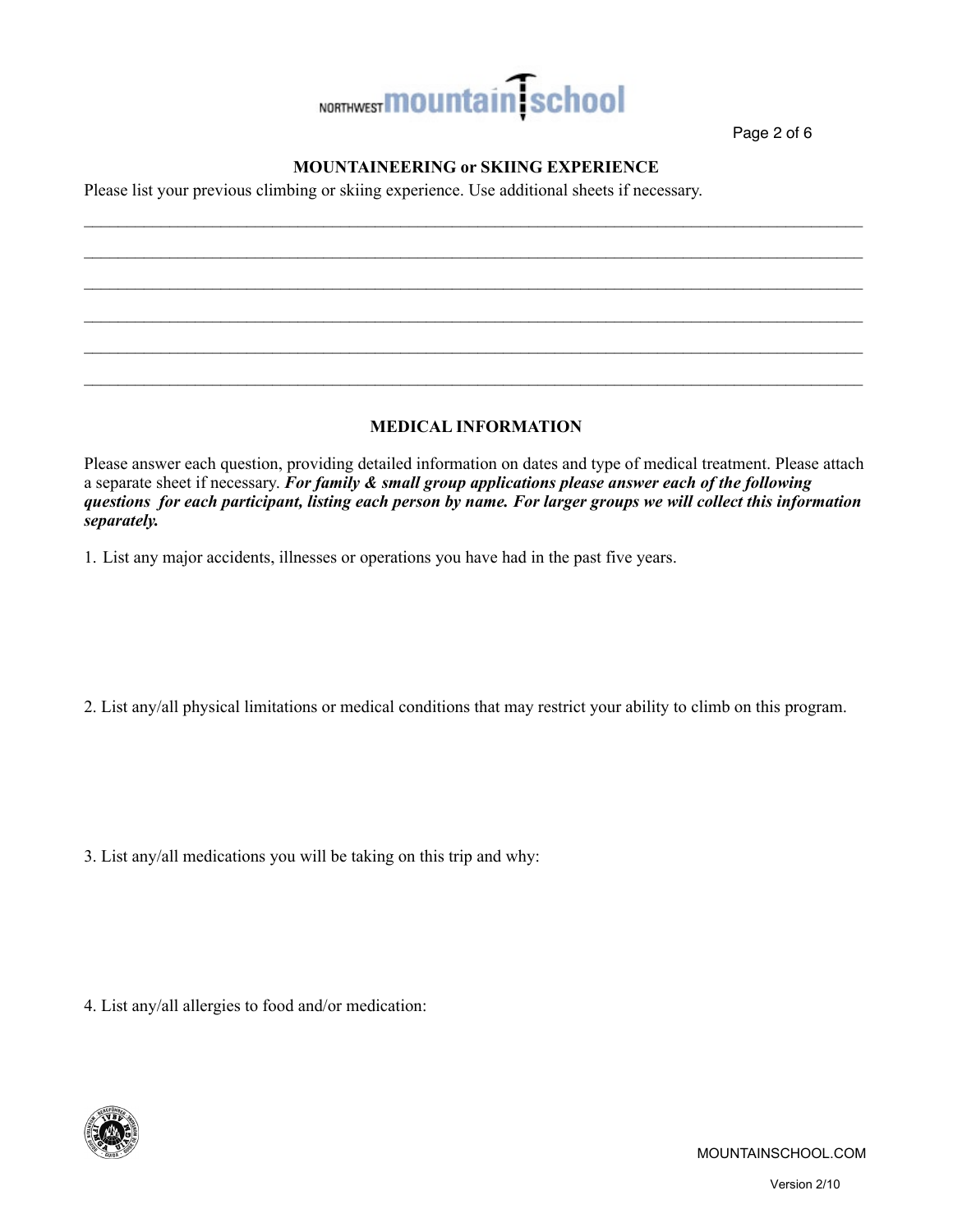## MOUNTAINEERING or SKIING EXPERIENCE

Please list your previous climbing or skiing experience. Use additional sheets if necessary.

___________________________________________________________________________________________

___________________________________________________________________________________________

___________________________________________________________________________________________

___________________________________________________________________________________________

___________________________________________________________________________________________

___________________________________________________________________________________________

## MEDICAL INFORMATION

Please answer each question, providing detailed information on dates and type of medical treatment. Please attach a separate sheet if necessary. ***For family & small group applications please answer each of the following questions for each participant, listing each person by name. For larger groups we will collect this information separately.***

1. List any major accidents, illnesses or operations you have had in the past five years.

2. List any/all physical limitations or medical conditions that may restrict your ability to climb on this program.

3. List any/all medications you will be taking on this trip and why:

4. List any/all allergies to food and/or medication: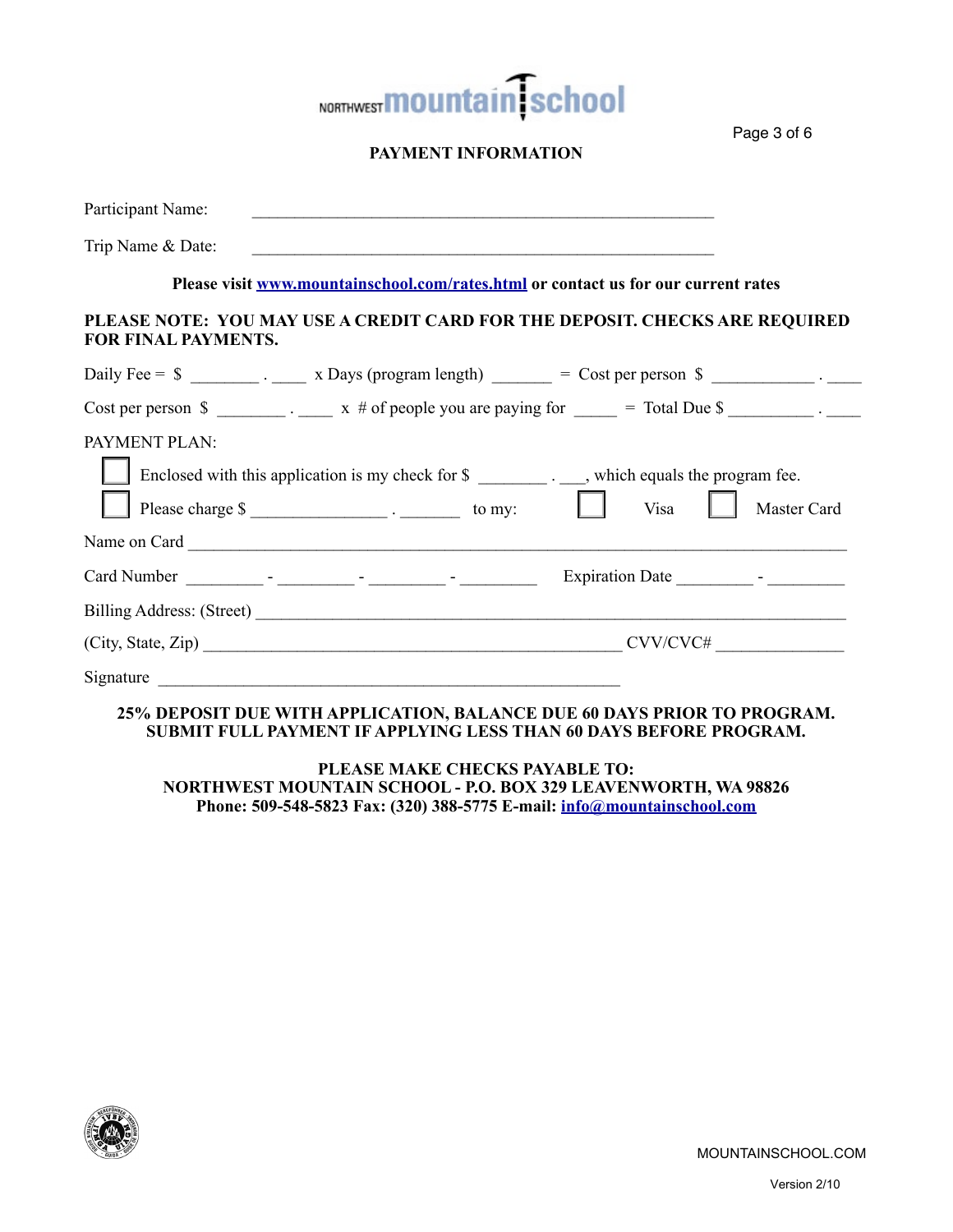**NORTHWEST mountain school**

## PAYMENT INFORMATION

Participant Name: ________________________________________________

Trip Name & Date: ________________________________________________

**Please visit [www.mountainschool.com/rates.html](www.mountainschool.com/rates.html) or contact us for our current rates**

**PLEASE NOTE: YOU MAY USE A CREDIT CARD FOR THE DEPOSIT. CHECKS ARE REQUIRED FOR FINAL PAYMENTS.**

Daily Fee = $ ________ . ____ x Days (program length) _______ = Cost per person $ ____________ . ____

Cost per person $ ________ . ____ x # of people you are paying for _____ = Total Due $ __________ . ____

PAYMENT PLAN:

- ☐ Enclosed with this application is my check for $ ________ . ___, which equals the program fee.
- ☐ Please charge $ ________________ . _______ to my: ☐ Visa ☐ Master Card

Name on Card ____________________________________________________________________

Card Number _________ - _________ - _________ - _________ Expiration Date _________ - _________

Billing Address: (Street) __________________________________________________________

(City, State, Zip) ___________________________________________ CVV/CVC# _______________

Signature ________________________________________________

**25% DEPOSIT DUE WITH APPLICATION, BALANCE DUE 60 DAYS PRIOR TO PROGRAM. SUBMIT FULL PAYMENT IF APPLYING LESS THAN 60 DAYS BEFORE PROGRAM.**

**PLEASE MAKE CHECKS PAYABLE TO:**
**NORTHWEST MOUNTAIN SCHOOL - P.O. BOX 329 LEAVENWORTH, WA 98826**
**Phone: 509-548-5823 Fax: (320) 388-5775 E-mail: [info@mountainschool.com](mailto:info@mountainschool.com)**

MOUNTAINSCHOOL.COM

Version 2/10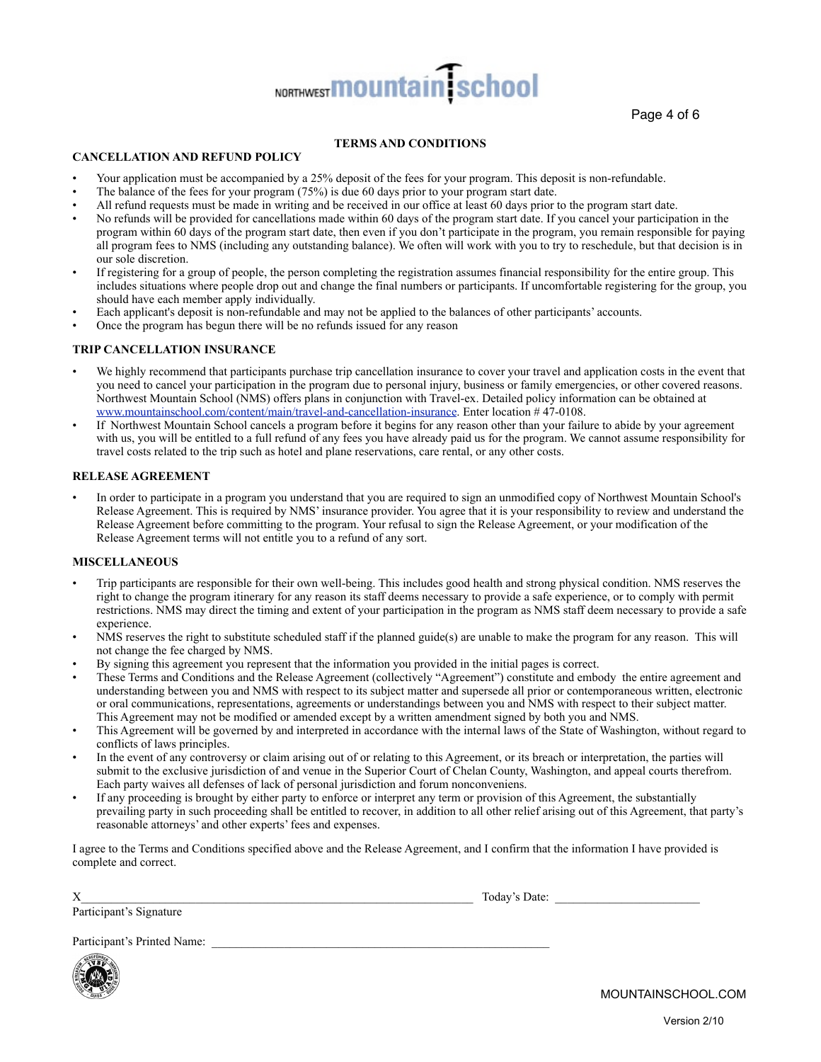## TERMS AND CONDITIONS

### CANCELLATION AND REFUND POLICY

- Your application must be accompanied by a 25% deposit of the fees for your program. This deposit is non-refundable.
- The balance of the fees for your program (75%) is due 60 days prior to your program start date.
- All refund requests must be made in writing and be received in our office at least 60 days prior to the program start date.
- No refunds will be provided for cancellations made within 60 days of the program start date. If you cancel your participation in the program within 60 days of the program start date, then even if you don't participate in the program, you remain responsible for paying all program fees to NMS (including any outstanding balance). We often will work with you to try to reschedule, but that decision is in our sole discretion.
- If registering for a group of people, the person completing the registration assumes financial responsibility for the entire group. This includes situations where people drop out and change the final numbers or participants. If uncomfortable registering for the group, you should have each member apply individually.
- Each applicant's deposit is non-refundable and may not be applied to the balances of other participants' accounts.
- Once the program has begun there will be no refunds issued for any reason

### TRIP CANCELLATION INSURANCE

- We highly recommend that participants purchase trip cancellation insurance to cover your travel and application costs in the event that you need to cancel your participation in the program due to personal injury, business or family emergencies, or other covered reasons. Northwest Mountain School (NMS) offers plans in conjunction with Travel-ex. Detailed policy information can be obtained at www.mountainschool.com/content/main/travel-and-cancellation-insurance. Enter location # 47-0108.
- If Northwest Mountain School cancels a program before it begins for any reason other than your failure to abide by your agreement with us, you will be entitled to a full refund of any fees you have already paid us for the program. We cannot assume responsibility for travel costs related to the trip such as hotel and plane reservations, care rental, or any other costs.

### RELEASE AGREEMENT

- In order to participate in a program you understand that you are required to sign an unmodified copy of Northwest Mountain School's Release Agreement. This is required by NMS' insurance provider. You agree that it is your responsibility to review and understand the Release Agreement before committing to the program. Your refusal to sign the Release Agreement, or your modification of the Release Agreement terms will not entitle you to a refund of any sort.

### MISCELLANEOUS

- Trip participants are responsible for their own well-being. This includes good health and strong physical condition. NMS reserves the right to change the program itinerary for any reason its staff deems necessary to provide a safe experience, or to comply with permit restrictions. NMS may direct the timing and extent of your participation in the program as NMS staff deem necessary to provide a safe experience.
- NMS reserves the right to substitute scheduled staff if the planned guide(s) are unable to make the program for any reason. This will not change the fee charged by NMS.
- By signing this agreement you represent that the information you provided in the initial pages is correct.
- These Terms and Conditions and the Release Agreement (collectively "Agreement") constitute and embody the entire agreement and understanding between you and NMS with respect to its subject matter and supersede all prior or contemporaneous written, electronic or oral communications, representations, agreements or understandings between you and NMS with respect to their subject matter. This Agreement may not be modified or amended except by a written amendment signed by both you and NMS.
- This Agreement will be governed by and interpreted in accordance with the internal laws of the State of Washington, without regard to conflicts of laws principles.
- In the event of any controversy or claim arising out of or relating to this Agreement, or its breach or interpretation, the parties will submit to the exclusive jurisdiction of and venue in the Superior Court of Chelan County, Washington, and appeal courts therefrom. Each party waives all defenses of lack of personal jurisdiction and forum nonconveniens.
- If any proceeding is brought by either party to enforce or interpret any term or provision of this Agreement, the substantially prevailing party in such proceeding shall be entitled to recover, in addition to all other relief arising out of this Agreement, that party's reasonable attorneys' and other experts' fees and expenses.

I agree to the Terms and Conditions specified above and the Release Agreement, and I confirm that the information I have provided is complete and correct.

X_______________________________________________ Today's Date: ____________________

Participant's Signature

Participant's Printed Name: ____________________________________________

MOUNTAINSCHOOL.COM

Version 2/10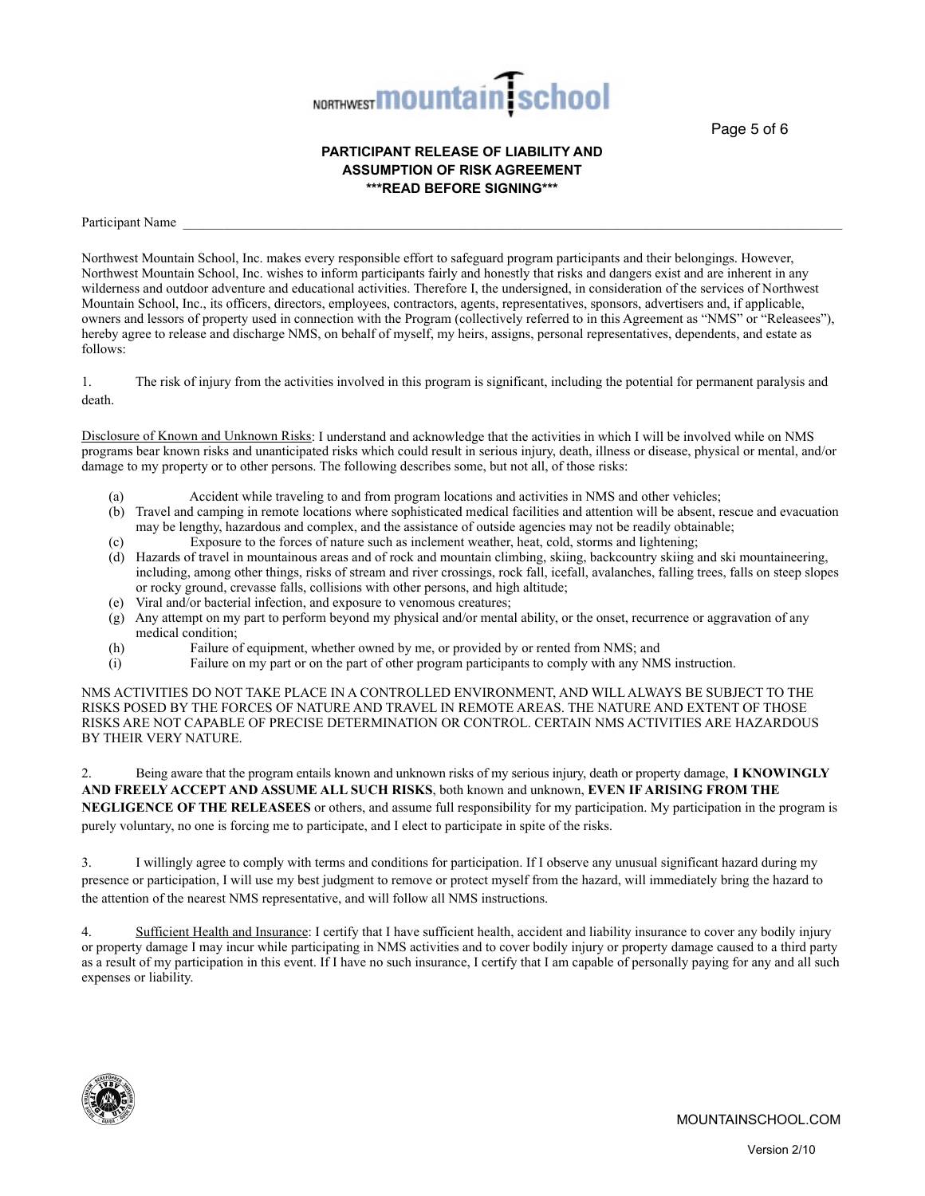**PARTICIPANT RELEASE OF LIABILITY AND ASSUMPTION OF RISK AGREEMENT**
**\*\*\*READ BEFORE SIGNING\*\*\***

Participant Name ___________________________________________

Northwest Mountain School, Inc. makes every responsible effort to safeguard program participants and their belongings. However, Northwest Mountain School, Inc. wishes to inform participants fairly and honestly that risks and dangers exist and are inherent in any wilderness and outdoor adventure and educational activities. Therefore I, the undersigned, in consideration of the services of Northwest Mountain School, Inc., its officers, directors, employees, contractors, agents, representatives, sponsors, advertisers and, if applicable, owners and lessors of property used in connection with the Program (collectively referred to in this Agreement as "NMS" or "Releasees"), hereby agree to release and discharge NMS, on behalf of myself, my heirs, assigns, personal representatives, dependents, and estate as follows:

1. The risk of injury from the activities involved in this program is significant, including the potential for permanent paralysis and death.

Disclosure of Known and Unknown Risks: I understand and acknowledge that the activities in which I will be involved while on NMS programs bear known risks and unanticipated risks which could result in serious injury, death, illness or disease, physical or mental, and/or damage to my property or to other persons. The following describes some, but not all, of those risks:

- (a) Accident while traveling to and from program locations and activities in NMS and other vehicles;
- (b) Travel and camping in remote locations where sophisticated medical facilities and attention will be absent, rescue and evacuation may be lengthy, hazardous and complex, and the assistance of outside agencies may not be readily obtainable;
- (c) Exposure to the forces of nature such as inclement weather, heat, cold, storms and lightening;
- (d) Hazards of travel in mountainous areas and of rock and mountain climbing, skiing, backcountry skiing and ski mountaineering, including, among other things, risks of stream and river crossings, rock fall, icefall, avalanches, falling trees, falls on steep slopes or rocky ground, crevasse falls, collisions with other persons, and high altitude;
- (e) Viral and/or bacterial infection, and exposure to venomous creatures;
- (g) Any attempt on my part to perform beyond my physical and/or mental ability, or the onset, recurrence or aggravation of any medical condition;
- (h) Failure of equipment, whether owned by me, or provided by or rented from NMS; and
- (i) Failure on my part or on the part of other program participants to comply with any NMS instruction.

NMS ACTIVITIES DO NOT TAKE PLACE IN A CONTROLLED ENVIRONMENT, AND WILL ALWAYS BE SUBJECT TO THE RISKS POSED BY THE FORCES OF NATURE AND TRAVEL IN REMOTE AREAS. THE NATURE AND EXTENT OF THOSE RISKS ARE NOT CAPABLE OF PRECISE DETERMINATION OR CONTROL. CERTAIN NMS ACTIVITIES ARE HAZARDOUS BY THEIR VERY NATURE.

2. Being aware that the program entails known and unknown risks of my serious injury, death or property damage, **I KNOWINGLY AND FREELY ACCEPT AND ASSUME ALL SUCH RISKS**, both known and unknown, **EVEN IF ARISING FROM THE NEGLIGENCE OF THE RELEASEES** or others, and assume full responsibility for my participation. My participation in the program is purely voluntary, no one is forcing me to participate, and I elect to participate in spite of the risks.

3. I willingly agree to comply with terms and conditions for participation. If I observe any unusual significant hazard during my presence or participation, I will use my best judgment to remove or protect myself from the hazard, will immediately bring the hazard to the attention of the nearest NMS representative, and will follow all NMS instructions.

4. Sufficient Health and Insurance: I certify that I have sufficient health, accident and liability insurance to cover any bodily injury or property damage I may incur while participating in NMS activities and to cover bodily injury or property damage caused to a third party as a result of my participation in this event. If I have no such insurance, I certify that I am capable of personally paying for any and all such expenses or liability.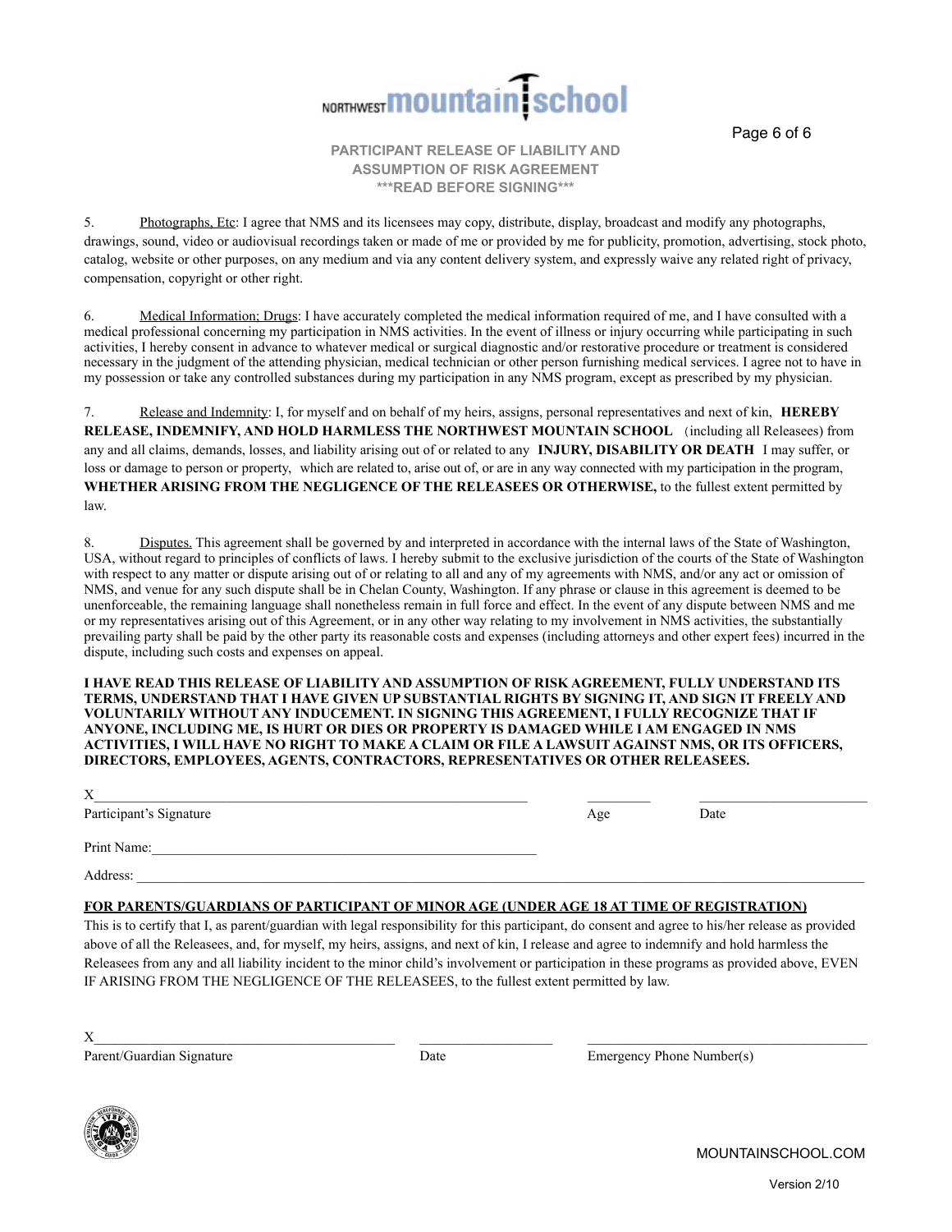**PARTICIPANT RELEASE OF LIABILITY AND ASSUMPTION OF RISK AGREEMENT**
**\*\*\*READ BEFORE SIGNING\*\*\***

5. Photographs, Etc: I agree that NMS and its licensees may copy, distribute, display, broadcast and modify any photographs, drawings, sound, video or audiovisual recordings taken or made of me or provided by me for publicity, promotion, advertising, stock photo, catalog, website or other purposes, on any medium and via any content delivery system, and expressly waive any related right of privacy, compensation, copyright or other right.

6. Medical Information; Drugs: I have accurately completed the medical information required of me, and I have consulted with a medical professional concerning my participation in NMS activities. In the event of illness or injury occurring while participating in such activities, I hereby consent in advance to whatever medical or surgical diagnostic and/or restorative procedure or treatment is considered necessary in the judgment of the attending physician, medical technician or other person furnishing medical services. I agree not to have in my possession or take any controlled substances during my participation in any NMS program, except as prescribed by my physician.

7. Release and Indemnity: I, for myself and on behalf of my heirs, assigns, personal representatives and next of kin, **HEREBY RELEASE, INDEMNIFY, AND HOLD HARMLESS THE NORTHWEST MOUNTAIN SCHOOL** (including all Releasees) from any and all claims, demands, losses, and liability arising out of or related to any **INJURY, DISABILITY OR DEATH** I may suffer, or loss or damage to person or property, which are related to, arise out of, or are in any way connected with my participation in the program, **WHETHER ARISING FROM THE NEGLIGENCE OF THE RELEASEES OR OTHERWISE,** to the fullest extent permitted by law.

8. Disputes. This agreement shall be governed by and interpreted in accordance with the internal laws of the State of Washington, USA, without regard to principles of conflicts of laws. I hereby submit to the exclusive jurisdiction of the courts of the State of Washington with respect to any matter or dispute arising out of or relating to all and any of my agreements with NMS, and/or any act or omission of NMS, and venue for any such dispute shall be in Chelan County, Washington. If any phrase or clause in this agreement is deemed to be unenforceable, the remaining language shall nonetheless remain in full force and effect. In the event of any dispute between NMS and me or my representatives arising out of this Agreement, or in any other way relating to my involvement in NMS activities, the substantially prevailing party shall be paid by the other party its reasonable costs and expenses (including attorneys and other expert fees) incurred in the dispute, including such costs and expenses on appeal.

**I HAVE READ THIS RELEASE OF LIABILITY AND ASSUMPTION OF RISK AGREEMENT, FULLY UNDERSTAND ITS TERMS, UNDERSTAND THAT I HAVE GIVEN UP SUBSTANTIAL RIGHTS BY SIGNING IT, AND SIGN IT FREELY AND VOLUNTARILY WITHOUT ANY INDUCEMENT. IN SIGNING THIS AGREEMENT, I FULLY RECOGNIZE THAT IF ANYONE, INCLUDING ME, IS HURT OR DIES OR PROPERTY IS DAMAGED WHILE I AM ENGAGED IN NMS ACTIVITIES, I WILL HAVE NO RIGHT TO MAKE A CLAIM OR FILE A LAWSUIT AGAINST NMS, OR ITS OFFICERS, DIRECTORS, EMPLOYEES, AGENTS, CONTRACTORS, REPRESENTATIVES OR OTHER RELEASEES.**

X________________________________ ________ ________________
Participant's Signature Age Date

Print Name:________________________________

Address: ________________________________

**FOR PARENTS/GUARDIANS OF PARTICIPANT OF MINOR AGE (UNDER AGE 18 AT TIME OF REGISTRATION)**

This is to certify that I, as parent/guardian with legal responsibility for this participant, do consent and agree to his/her release as provided above of all the Releasees, and, for myself, my heirs, assigns, and next of kin, I release and agree to indemnify and hold harmless the Releasees from any and all liability incident to the minor child's involvement or participation in these programs as provided above, EVEN IF ARISING FROM THE NEGLIGENCE OF THE RELEASEES, to the fullest extent permitted by law.

X________________________________ ________________ ________________________
Parent/Guardian Signature Date Emergency Phone Number(s)

MOUNTAINSCHOOL.COM

Version 2/10